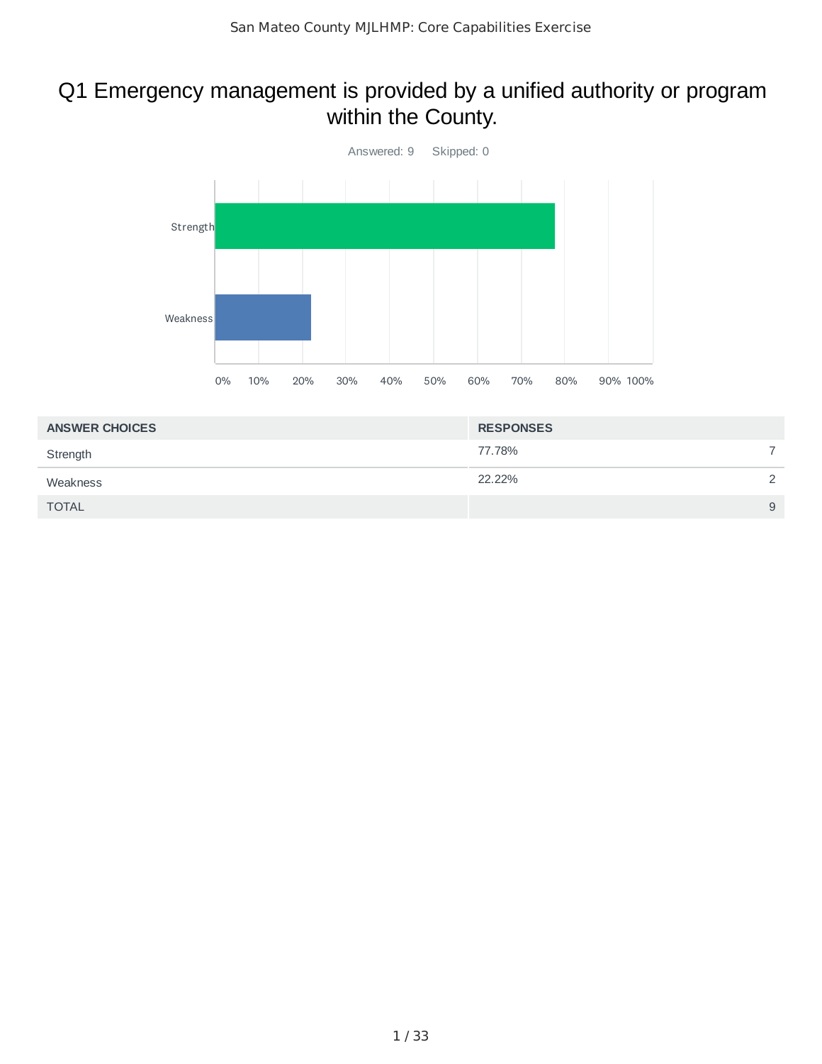# Q1 Emergency management is provided by a unified authority or program within the County.

Answered: 9 Skipped: 0

| ANSWER CHOICES | RESPONSES | |
|---|---|---|
| Strength | 77.78% | 7 |
| Weakness | 22.22% | 2 |
| TOTAL | | 9 |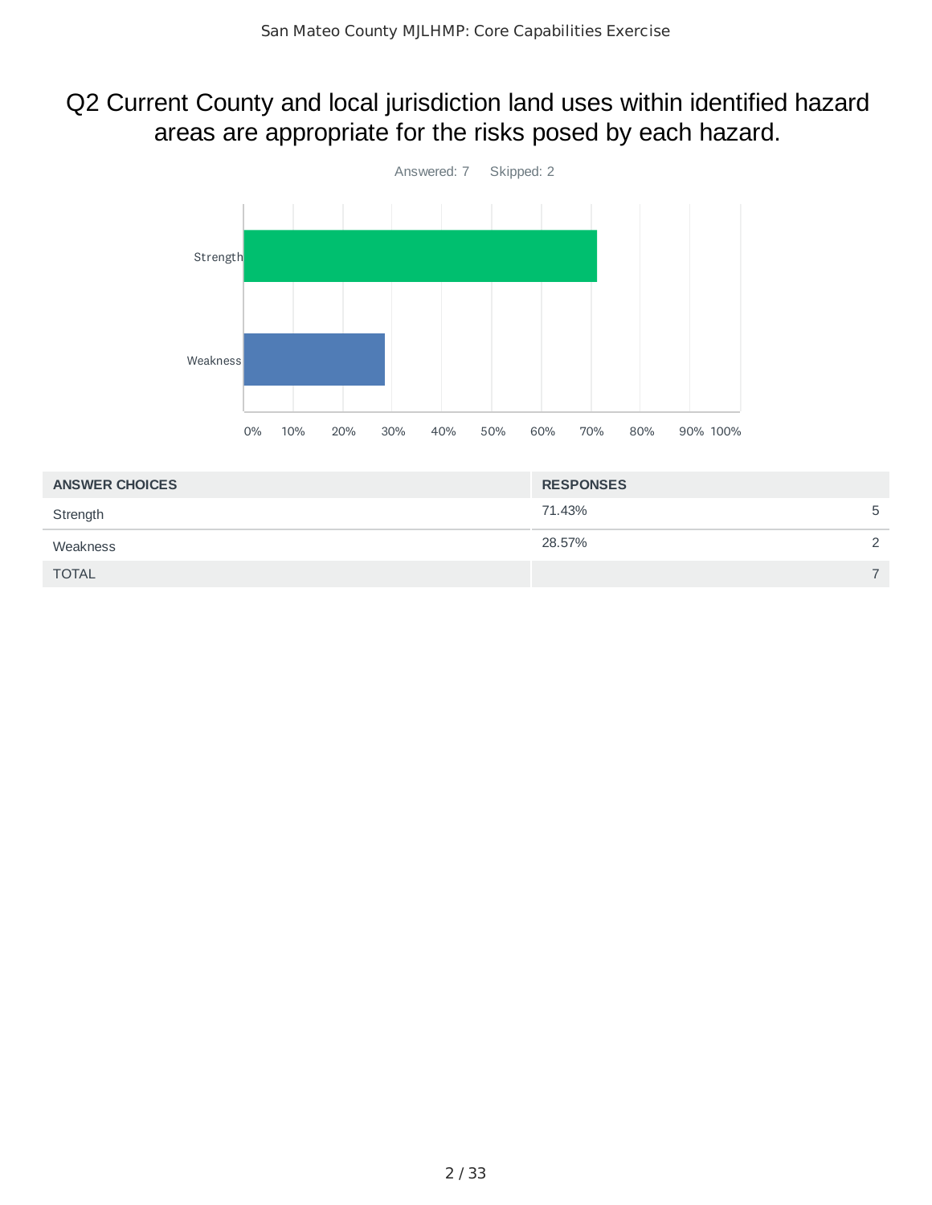# Q2 Current County and local jurisdiction land uses within identified hazard areas are appropriate for the risks posed by each hazard.

Answered: 7    Skipped: 2

| ANSWER CHOICES | RESPONSES | |
|---|---|---|
| Strength | 71.43% | 5 |
| Weakness | 28.57% | 2 |
| TOTAL | | 7 |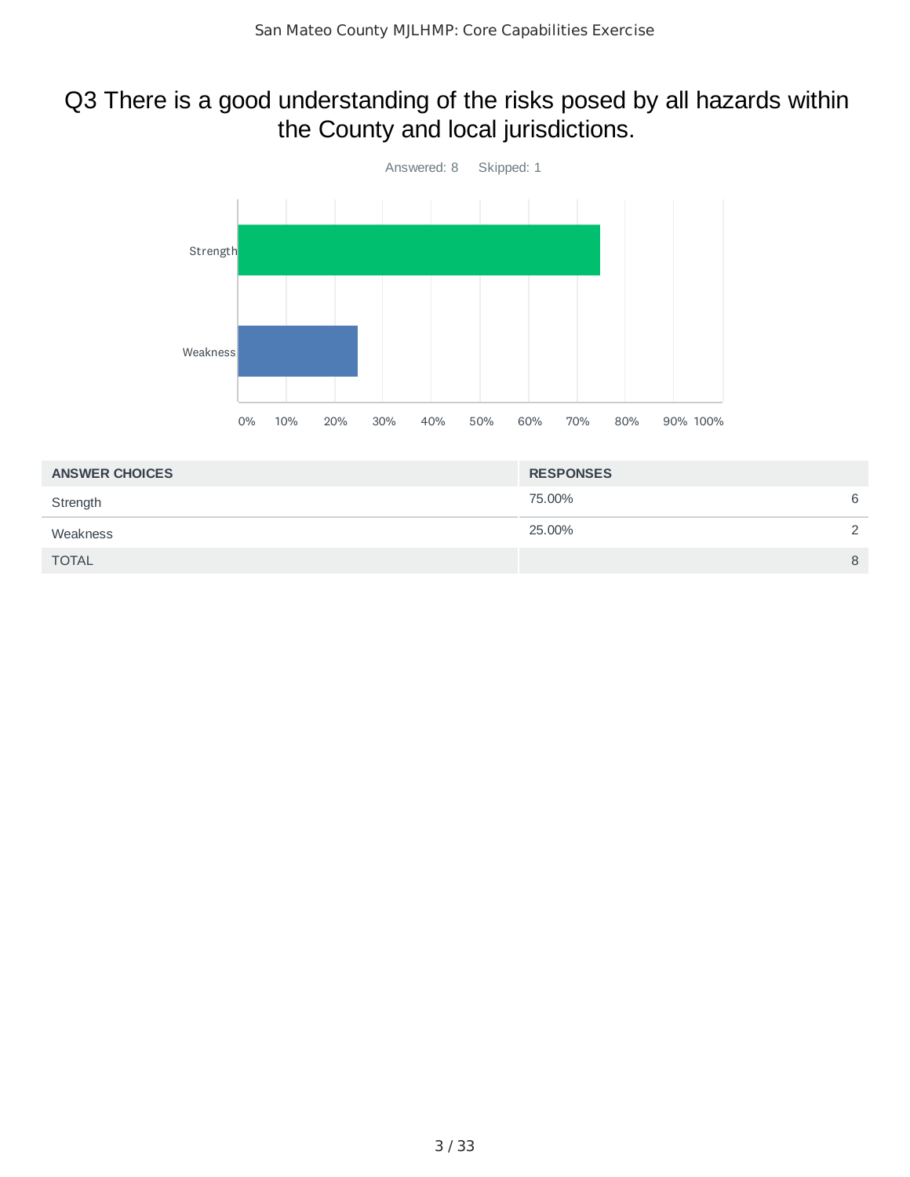# Q3 There is a good understanding of the risks posed by all hazards within the County and local jurisdictions.

Answered: 8 Skipped: 1

| ANSWER CHOICES | RESPONSES | |
|---|---|---|
| Strength | 75.00% | 6 |
| Weakness | 25.00% | 2 |
| TOTAL | | 8 |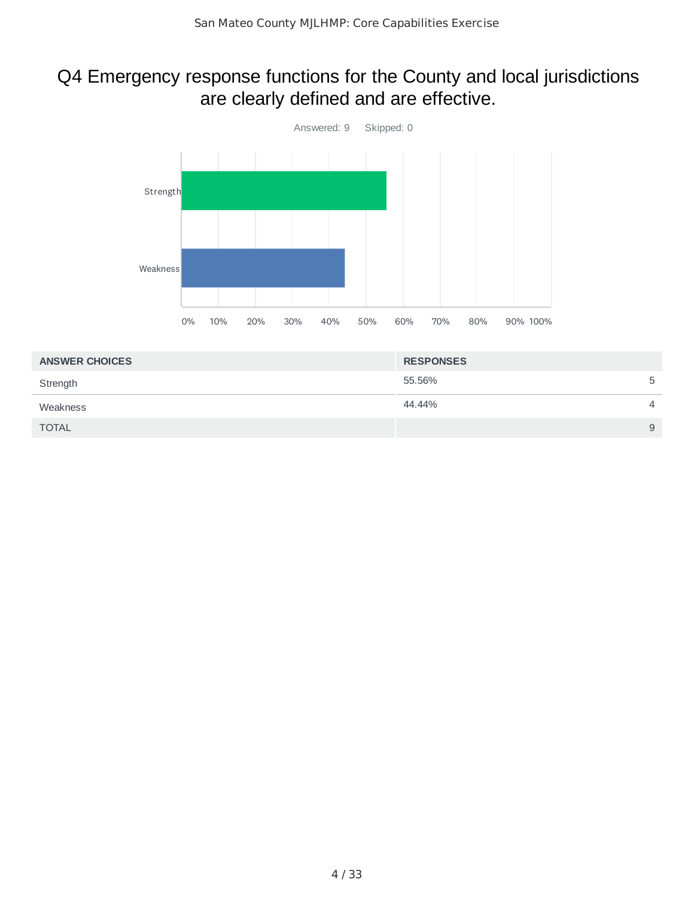# Q4 Emergency response functions for the County and local jurisdictions are clearly defined and are effective.

Answered: 9 Skipped: 0

| ANSWER CHOICES | RESPONSES | |
|---|---|---|
| Strength | 55.56% | 5 |
| Weakness | 44.44% | 4 |
| TOTAL | | 9 |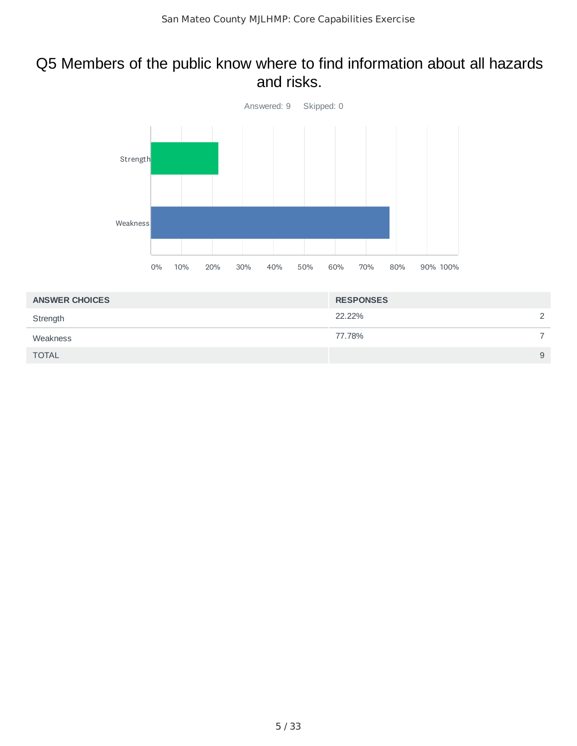## Q5 Members of the public know where to find information about all hazards and risks.

Answered: 9 Skipped: 0

| ANSWER CHOICES | RESPONSES | |
|---|---|---|
| Strength | 22.22% | 2 |
| Weakness | 77.78% | 7 |
| TOTAL | | 9 |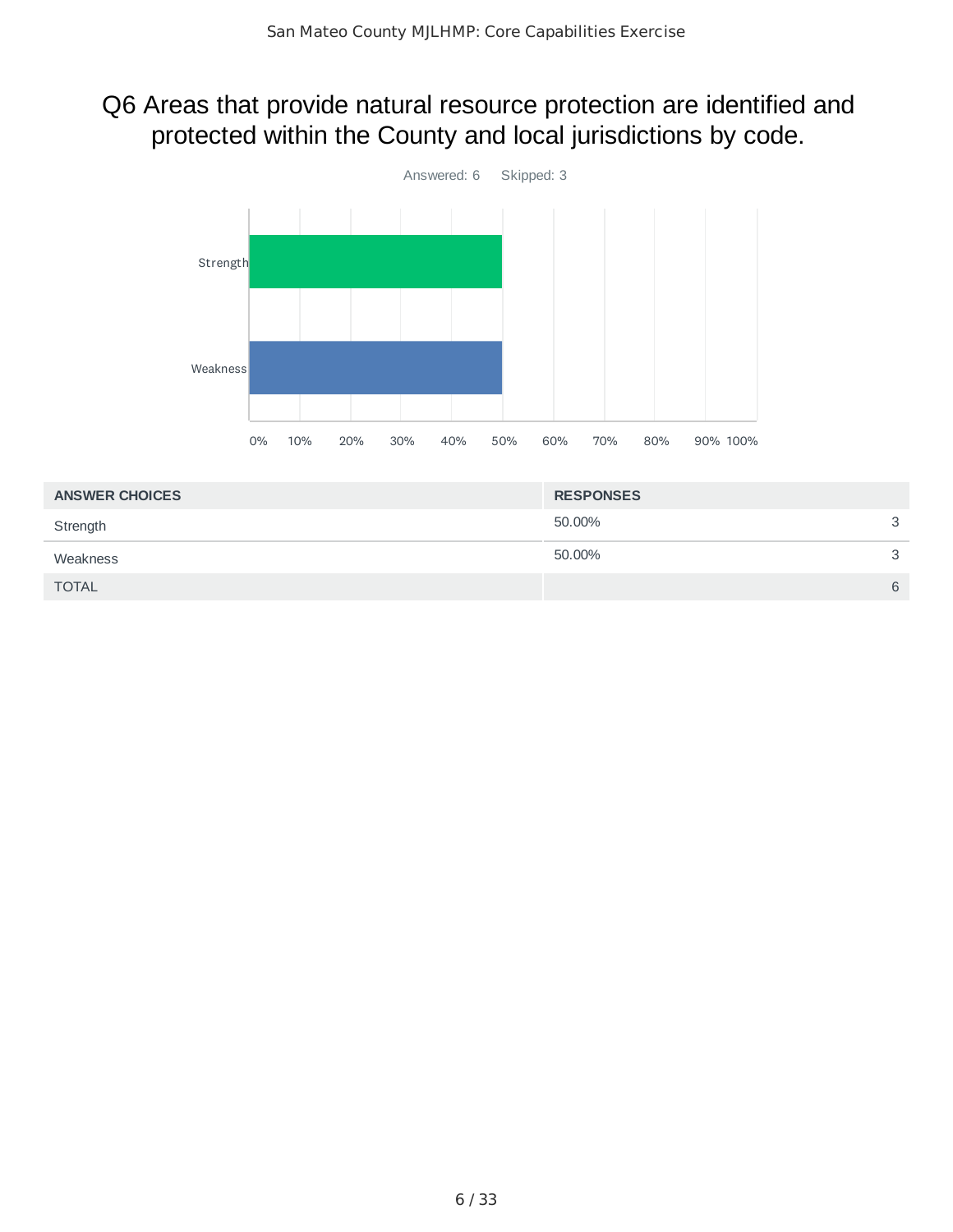## Q6 Areas that provide natural resource protection are identified and protected within the County and local jurisdictions by code.

Answered: 6 Skipped: 3

| ANSWER CHOICES | RESPONSES | |
|---|---|---|
| Strength | 50.00% | 3 |
| Weakness | 50.00% | 3 |
| TOTAL | | 6 |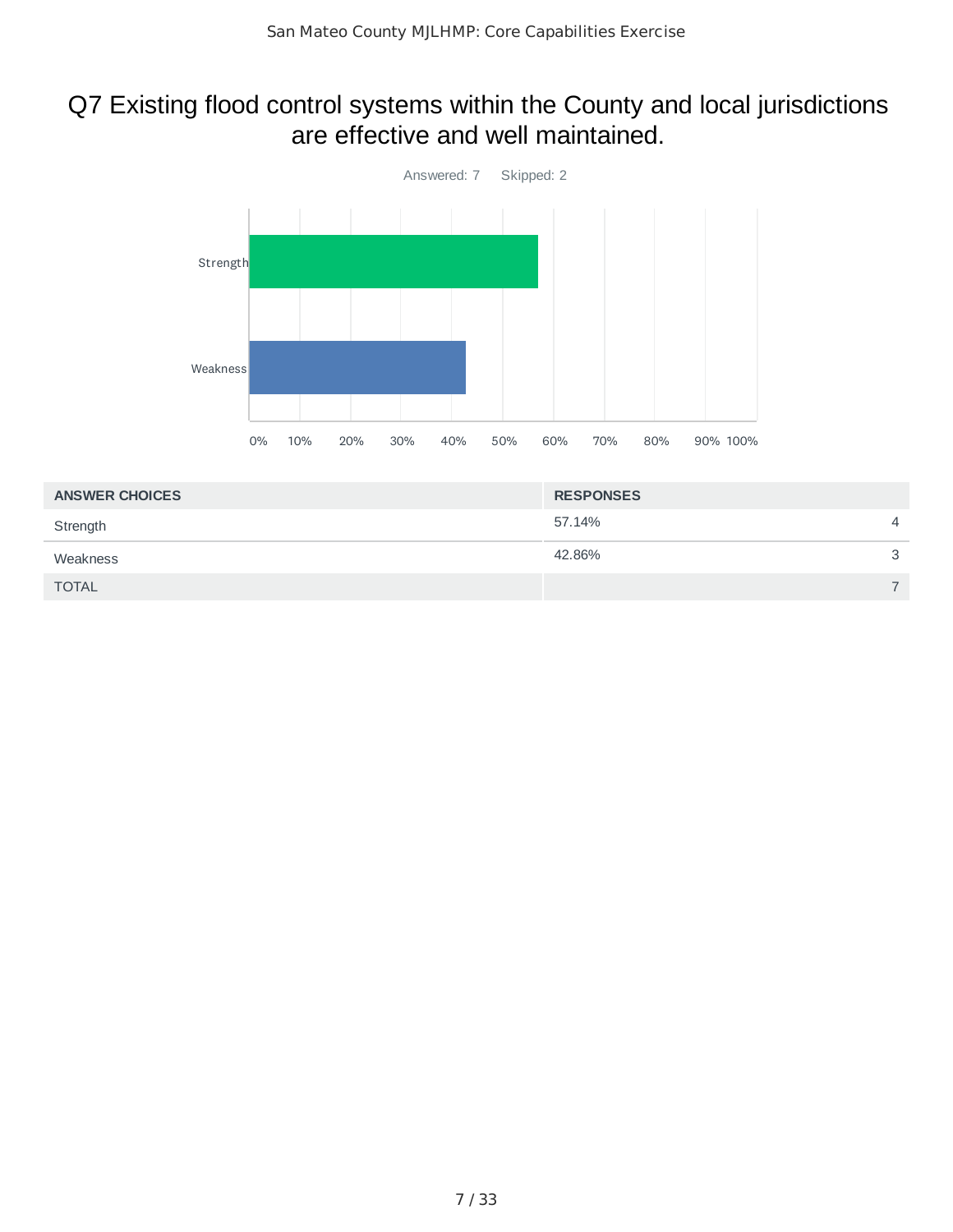# Q7 Existing flood control systems within the County and local jurisdictions are effective and well maintained.

Answered: 7 Skipped: 2

| ANSWER CHOICES | RESPONSES | |
|---|---|---|
| Strength | 57.14% | 4 |
| Weakness | 42.86% | 3 |
| TOTAL | | 7 |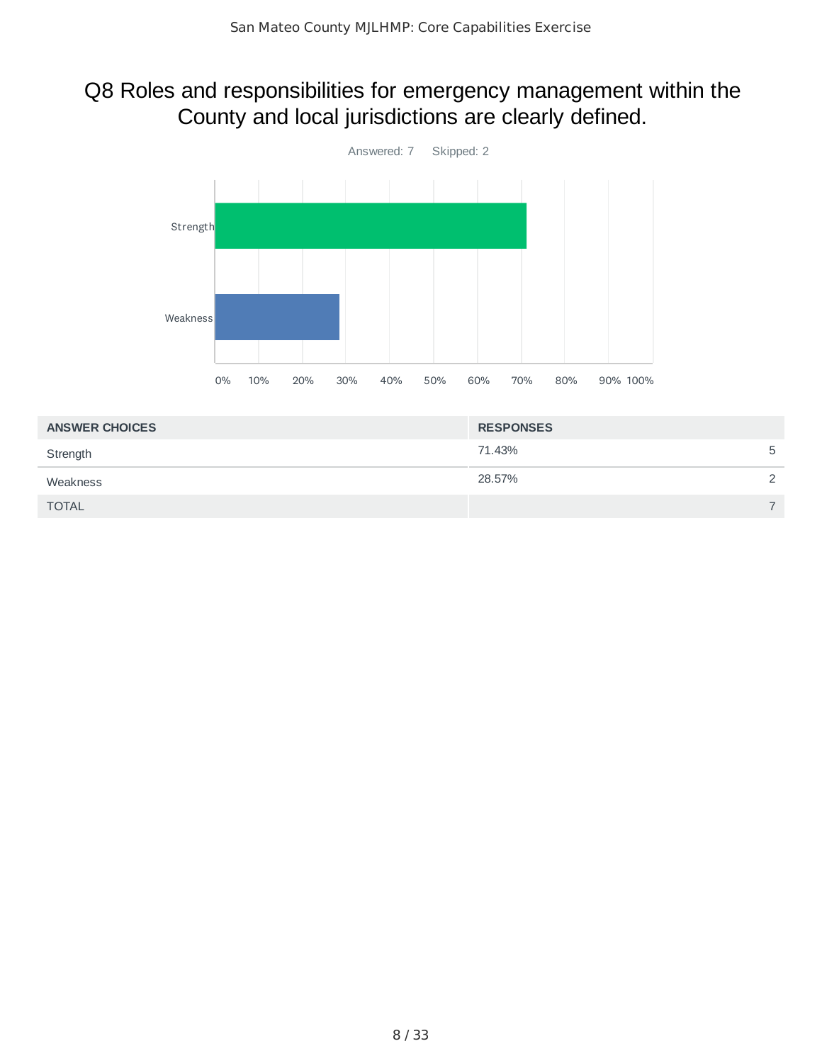## Q8 Roles and responsibilities for emergency management within the County and local jurisdictions are clearly defined.

Answered: 7 Skipped: 2

| ANSWER CHOICES | RESPONSES | |
|---|---|---|
| Strength | 71.43% | 5 |
| Weakness | 28.57% | 2 |
| TOTAL | | 7 |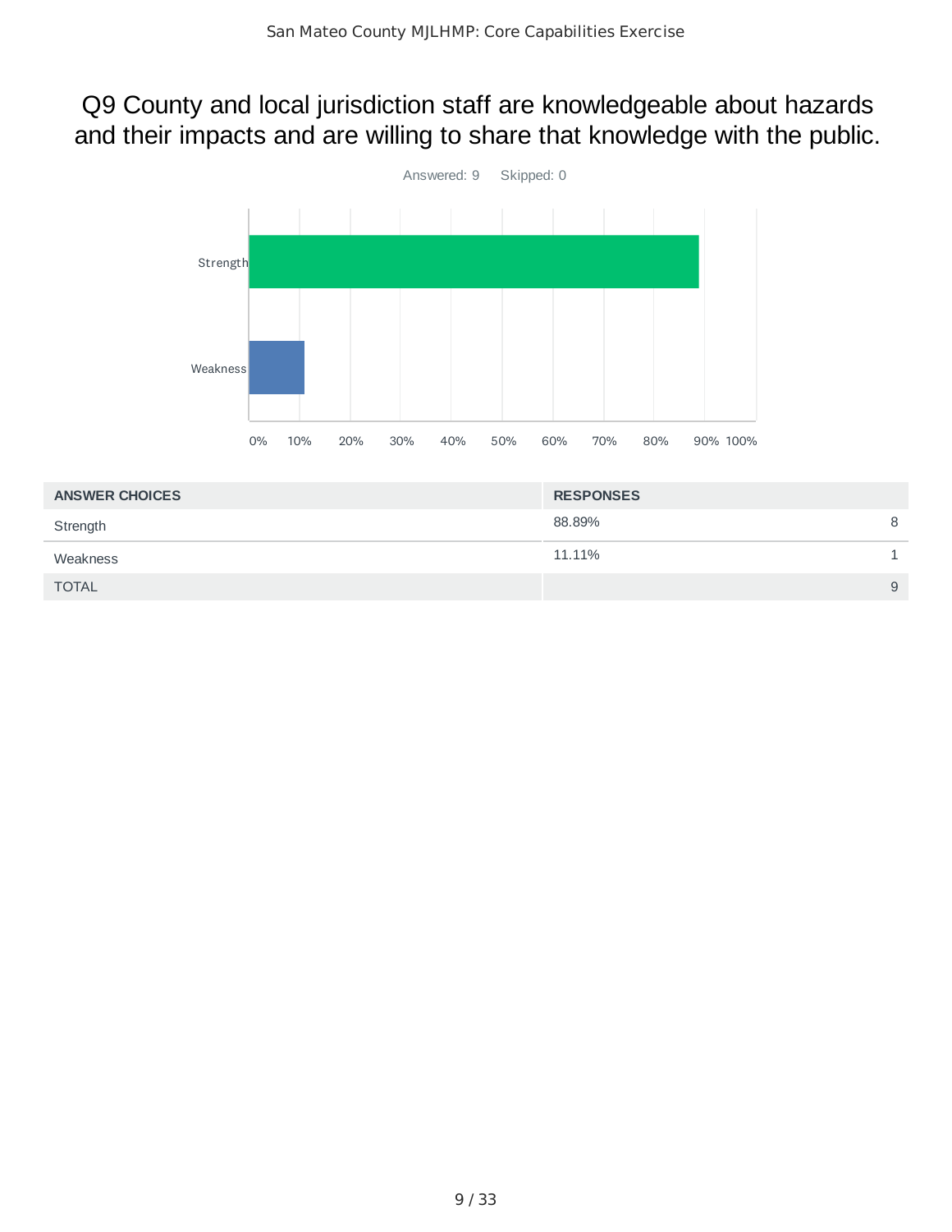## Q9 County and local jurisdiction staff are knowledgeable about hazards and their impacts and are willing to share that knowledge with the public.

Answered: 9 Skipped: 0

| ANSWER CHOICES | RESPONSES | |
|---|---|---|
| Strength | 88.89% | 8 |
| Weakness | 11.11% | 1 |
| TOTAL | | 9 |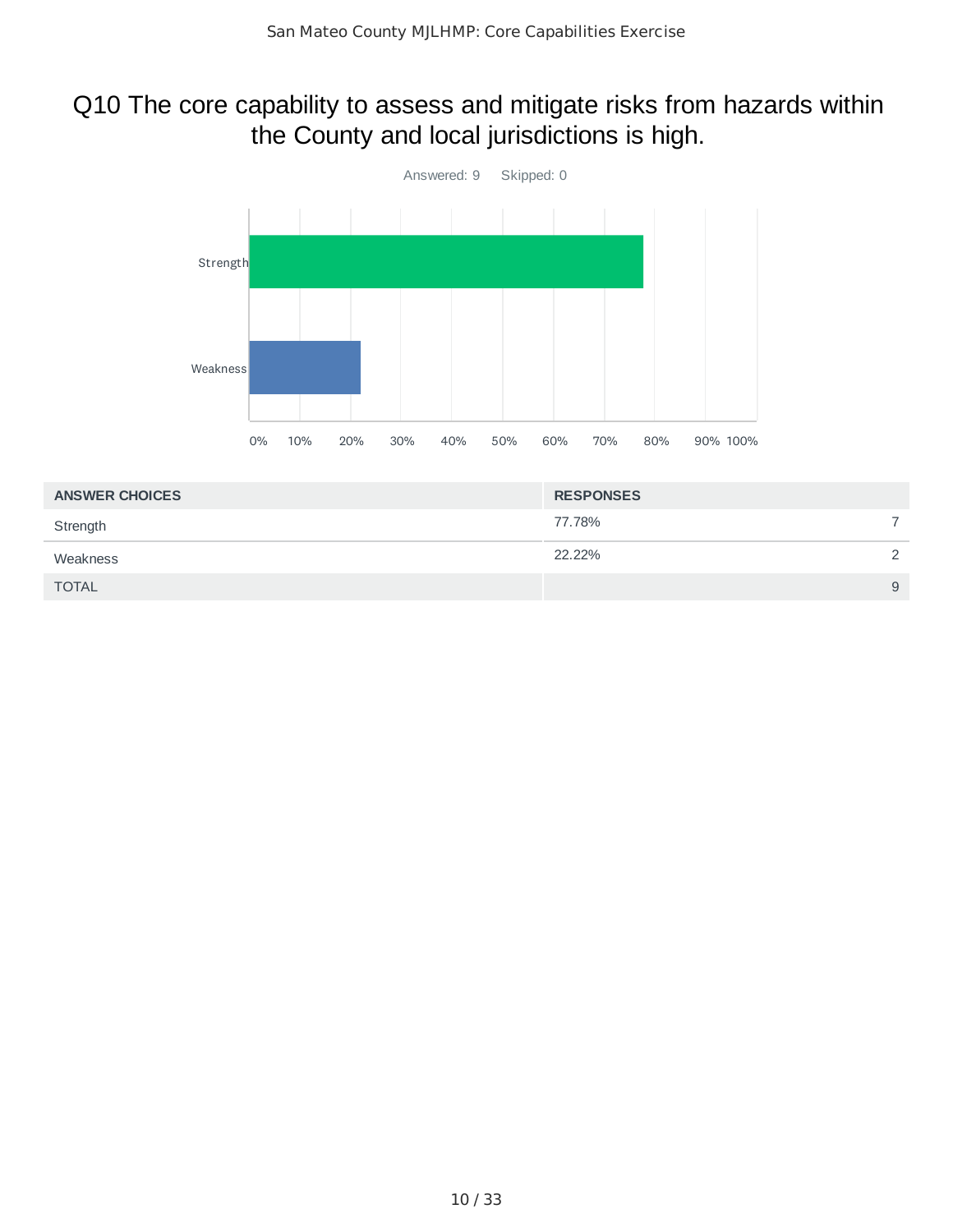# Q10 The core capability to assess and mitigate risks from hazards within the County and local jurisdictions is high.

Answered: 9 Skipped: 0

| ANSWER CHOICES | RESPONSES | |
|---|---|---|
| Strength | 77.78% | 7 |
| Weakness | 22.22% | 2 |
| TOTAL | | 9 |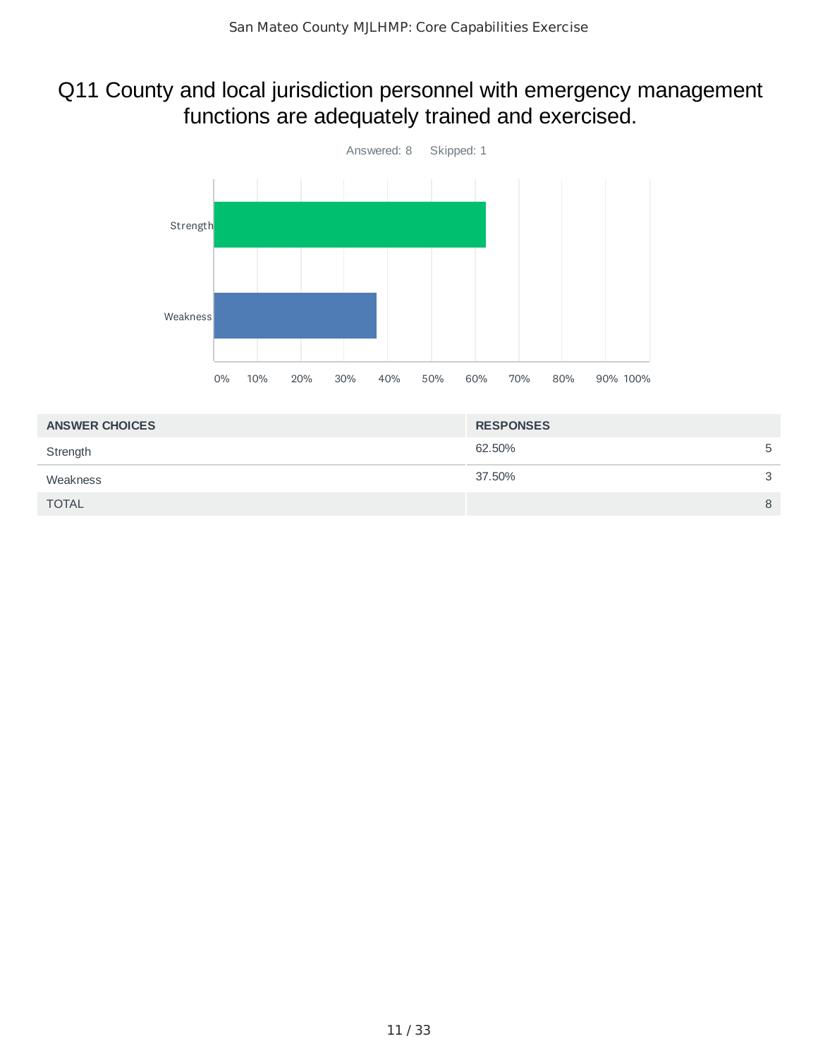# Q11 County and local jurisdiction personnel with emergency management functions are adequately trained and exercised.

Answered: 8 Skipped: 1

| ANSWER CHOICES | RESPONSES | |
|---|---|---|
| Strength | 62.50% | 5 |
| Weakness | 37.50% | 3 |
| TOTAL | | 8 |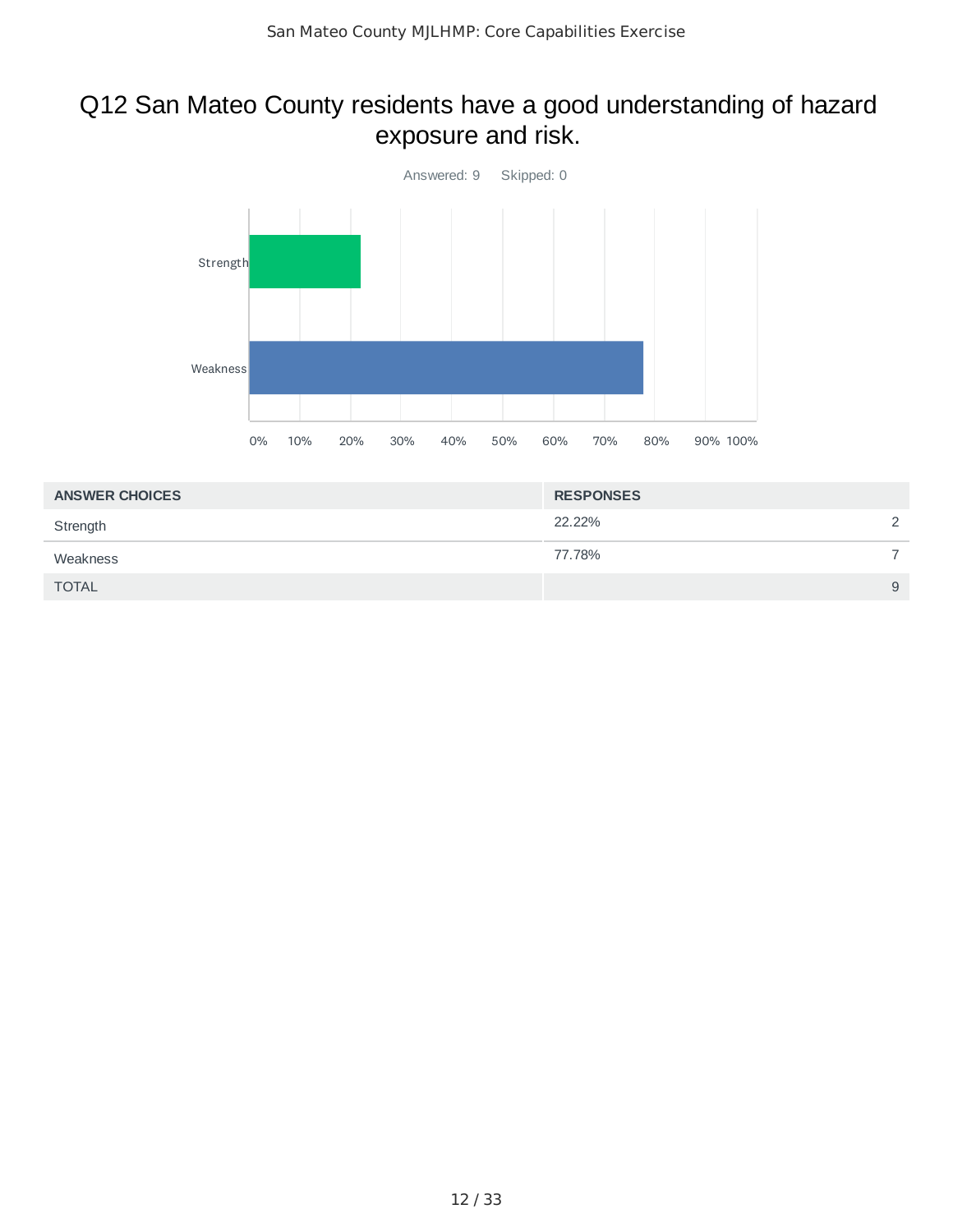# Q12 San Mateo County residents have a good understanding of hazard exposure and risk.

Answered: 9 Skipped: 0

| ANSWER CHOICES | RESPONSES | |
|---|---|---|
| Strength | 22.22% | 2 |
| Weakness | 77.78% | 7 |
| TOTAL | | 9 |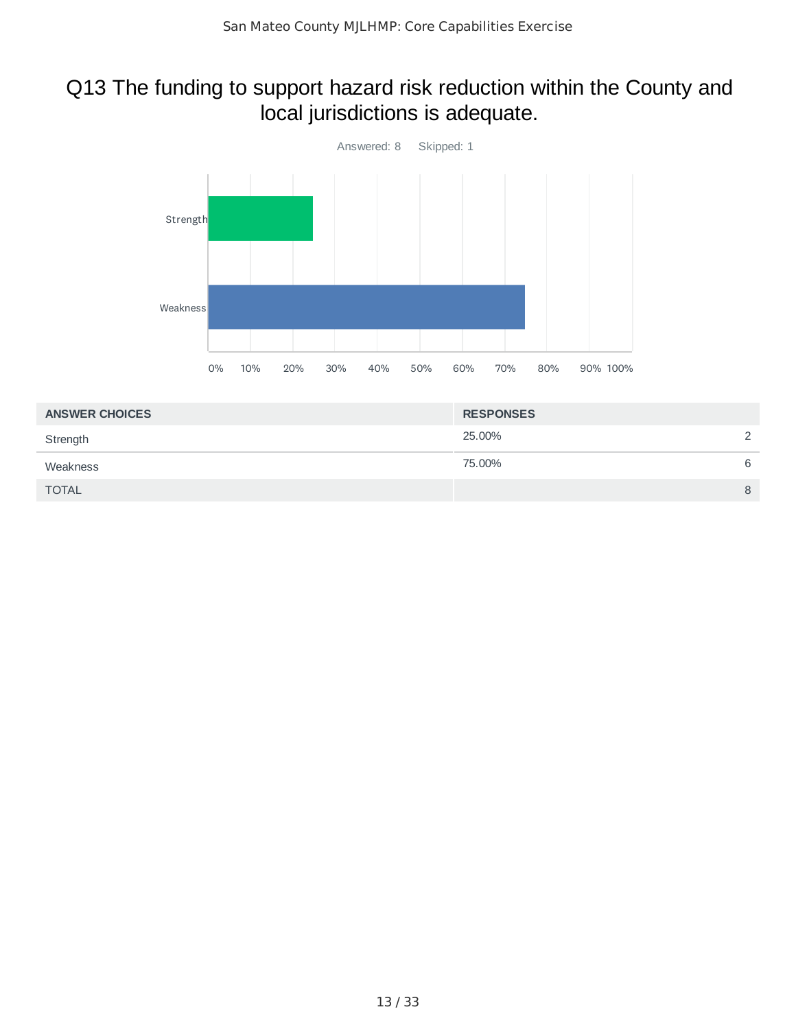## Q13 The funding to support hazard risk reduction within the County and local jurisdictions is adequate.

Answered: 8 Skipped: 1

| ANSWER CHOICES | RESPONSES | |
|---|---|---|
| Strength | 25.00% | 2 |
| Weakness | 75.00% | 6 |
| TOTAL | | 8 |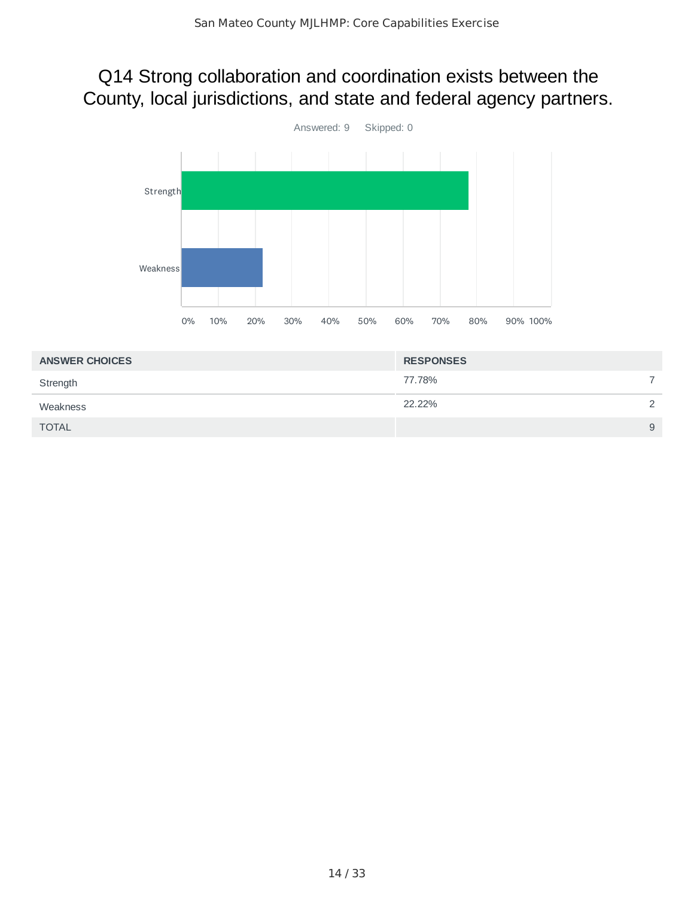## Q14 Strong collaboration and coordination exists between the County, local jurisdictions, and state and federal agency partners.

Answered: 9 Skipped: 0

| ANSWER CHOICES | RESPONSES | |
|---|---|---|
| Strength | 77.78% | 7 |
| Weakness | 22.22% | 2 |
| TOTAL | | 9 |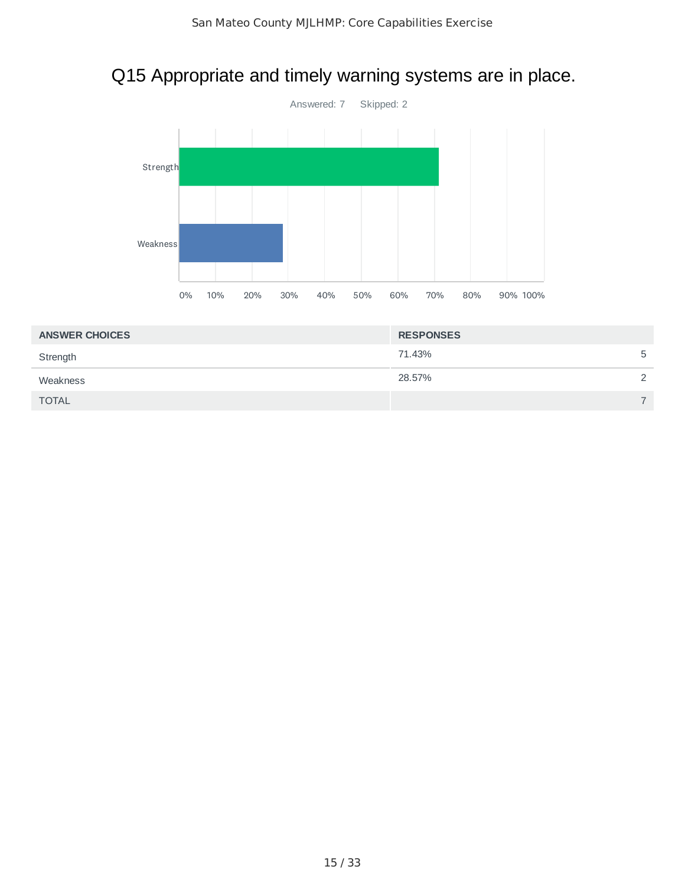# Q15 Appropriate and timely warning systems are in place.

Answered: 7 Skipped: 2

| ANSWER CHOICES | RESPONSES | |
|---|---|---|
| Strength | 71.43% | 5 |
| Weakness | 28.57% | 2 |
| TOTAL | | 7 |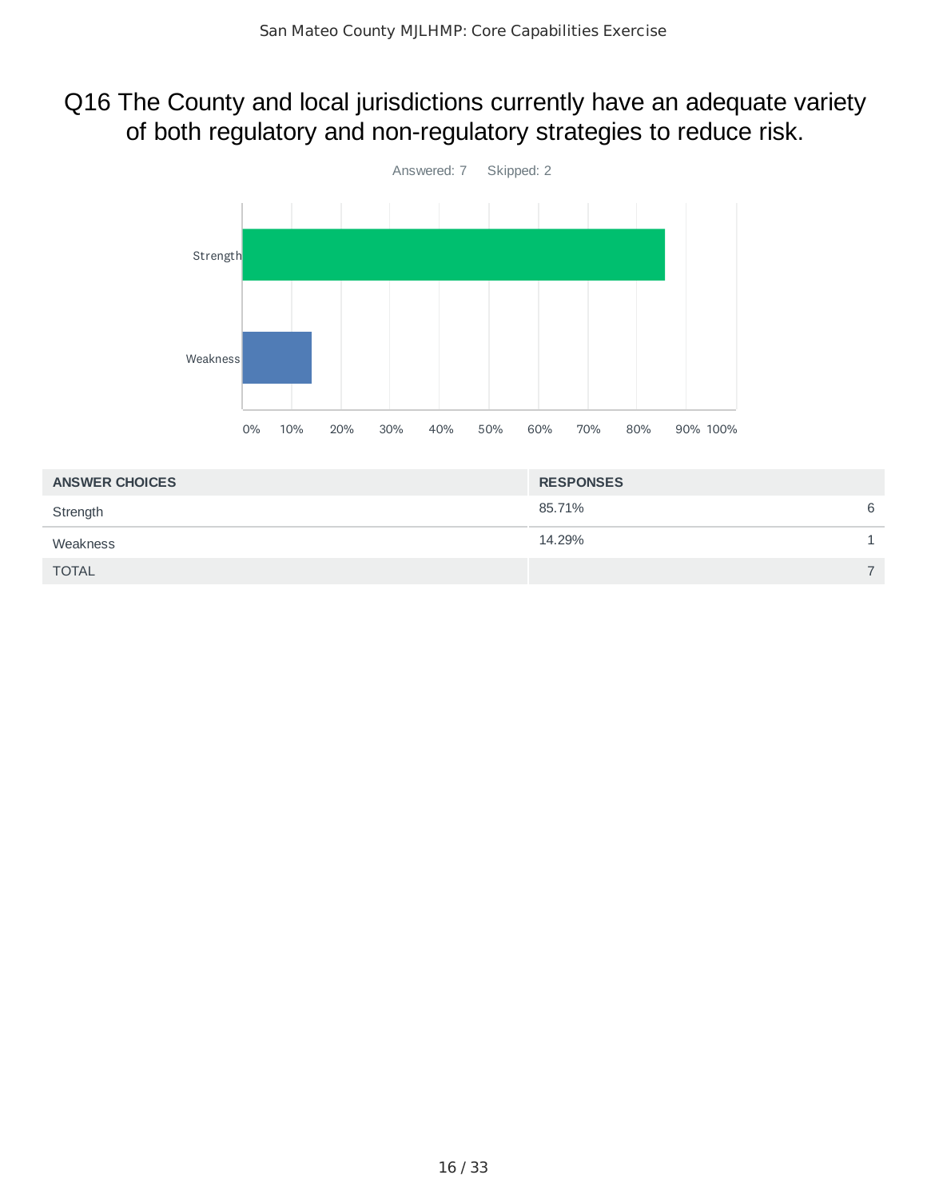# Q16 The County and local jurisdictions currently have an adequate variety of both regulatory and non-regulatory strategies to reduce risk.

Answered: 7    Skipped: 2

| ANSWER CHOICES | RESPONSES | |
|---|---|---|
| Strength | 85.71% | 6 |
| Weakness | 14.29% | 1 |
| TOTAL | | 7 |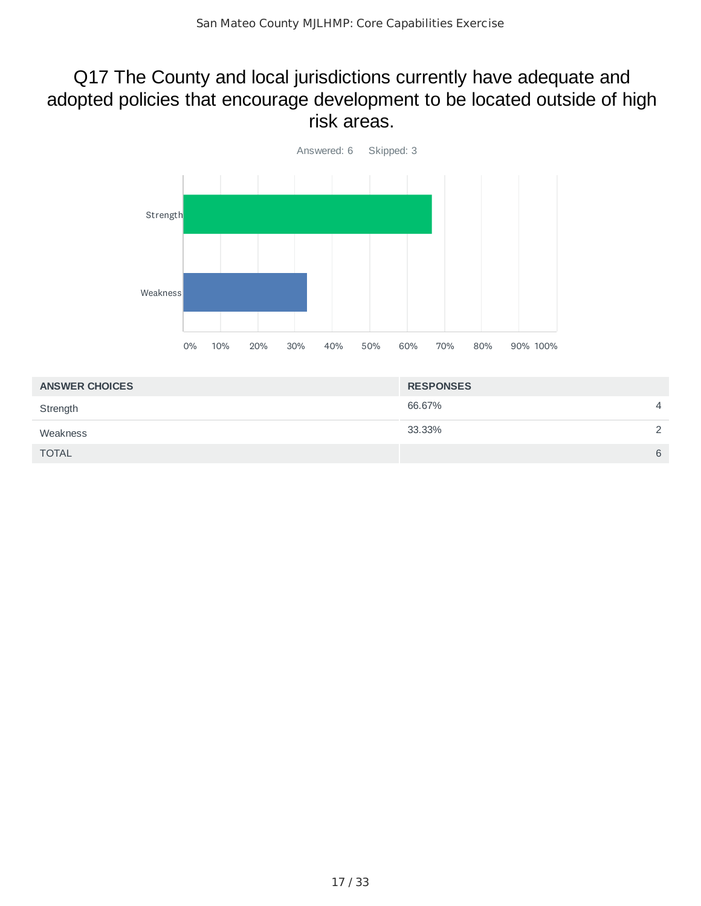# Q17 The County and local jurisdictions currently have adequate and adopted policies that encourage development to be located outside of high risk areas.

Answered: 6 Skipped: 3

| ANSWER CHOICES | RESPONSES | |
|---|---|---|
| Strength | 66.67% | 4 |
| Weakness | 33.33% | 2 |
| TOTAL | | 6 |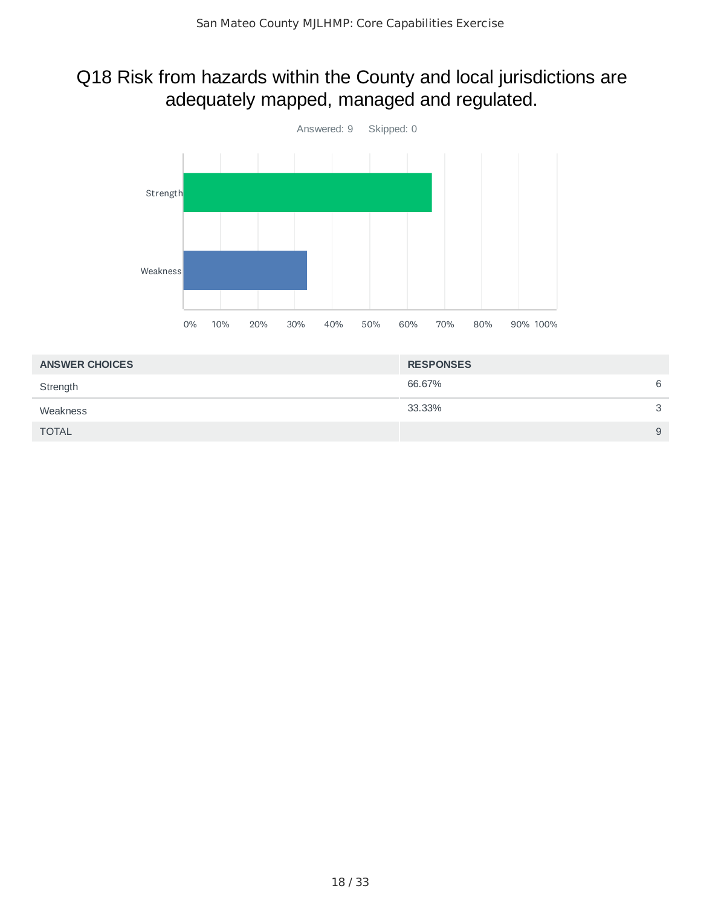# Q18 Risk from hazards within the County and local jurisdictions are adequately mapped, managed and regulated.

Answered: 9    Skipped: 0

| ANSWER CHOICES | RESPONSES | |
|---|---|---|
| Strength | 66.67% | 6 |
| Weakness | 33.33% | 3 |
| TOTAL | | 9 |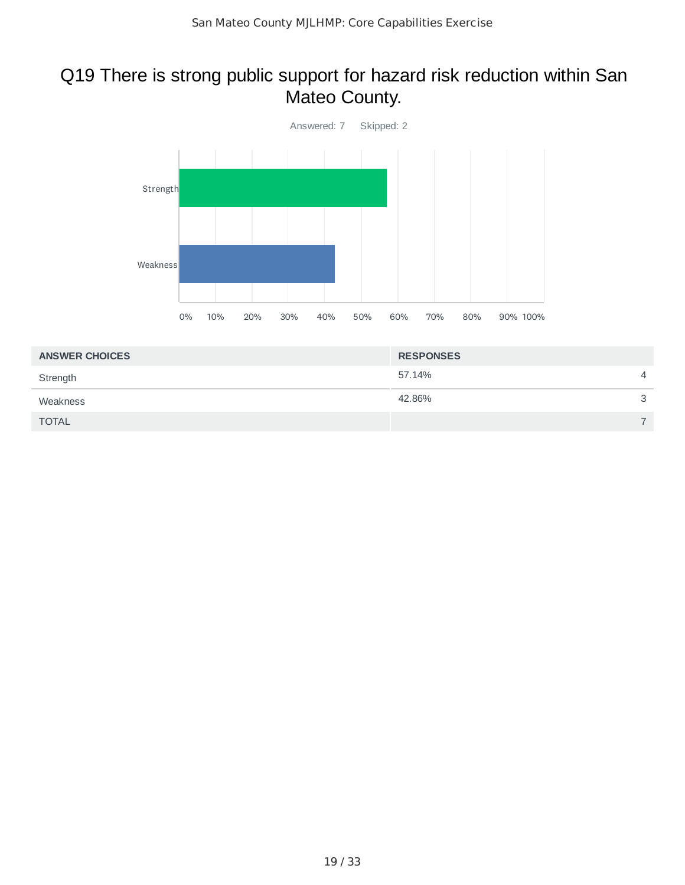# Q19 There is strong public support for hazard risk reduction within San Mateo County.

Answered: 7 Skipped: 2

| ANSWER CHOICES | RESPONSES | |
|---|---|---|
| Strength | 57.14% | 4 |
| Weakness | 42.86% | 3 |
| TOTAL | | 7 |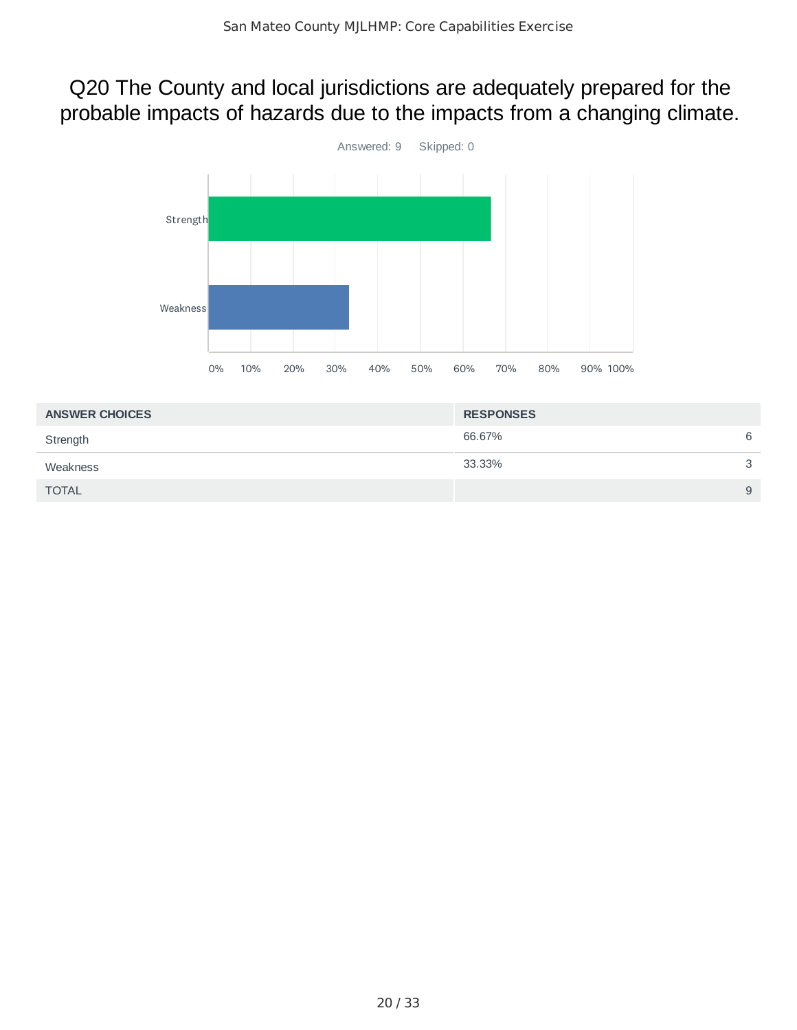# Q20 The County and local jurisdictions are adequately prepared for the probable impacts of hazards due to the impacts from a changing climate.

Answered: 9 Skipped: 0

| ANSWER CHOICES | RESPONSES | |
|---|---|---|
| Strength | 66.67% | 6 |
| Weakness | 33.33% | 3 |
| TOTAL | | 9 |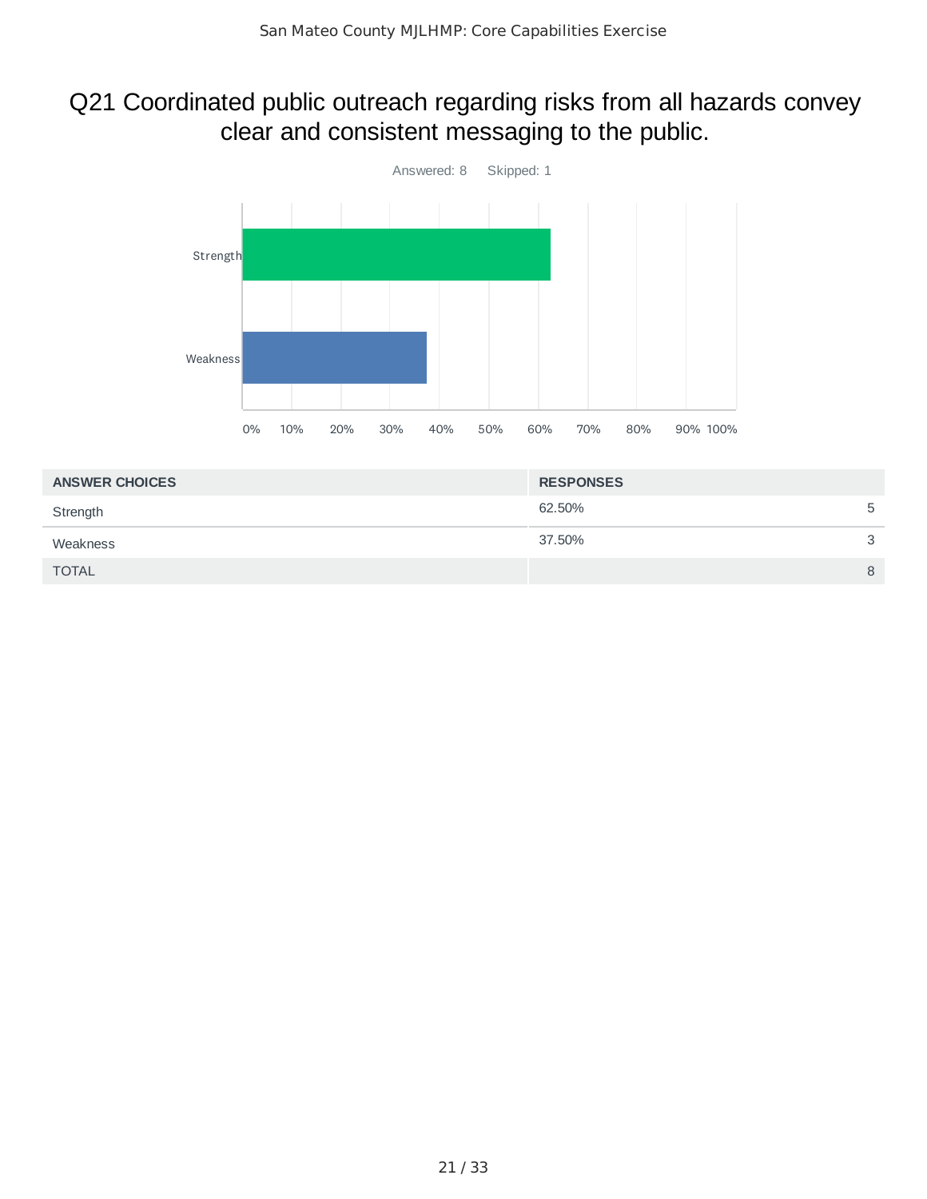# Q21 Coordinated public outreach regarding risks from all hazards convey clear and consistent messaging to the public.

Answered: 8 Skipped: 1

| ANSWER CHOICES | RESPONSES | |
|---|---|---|
| Strength | 62.50% | 5 |
| Weakness | 37.50% | 3 |
| TOTAL | | 8 |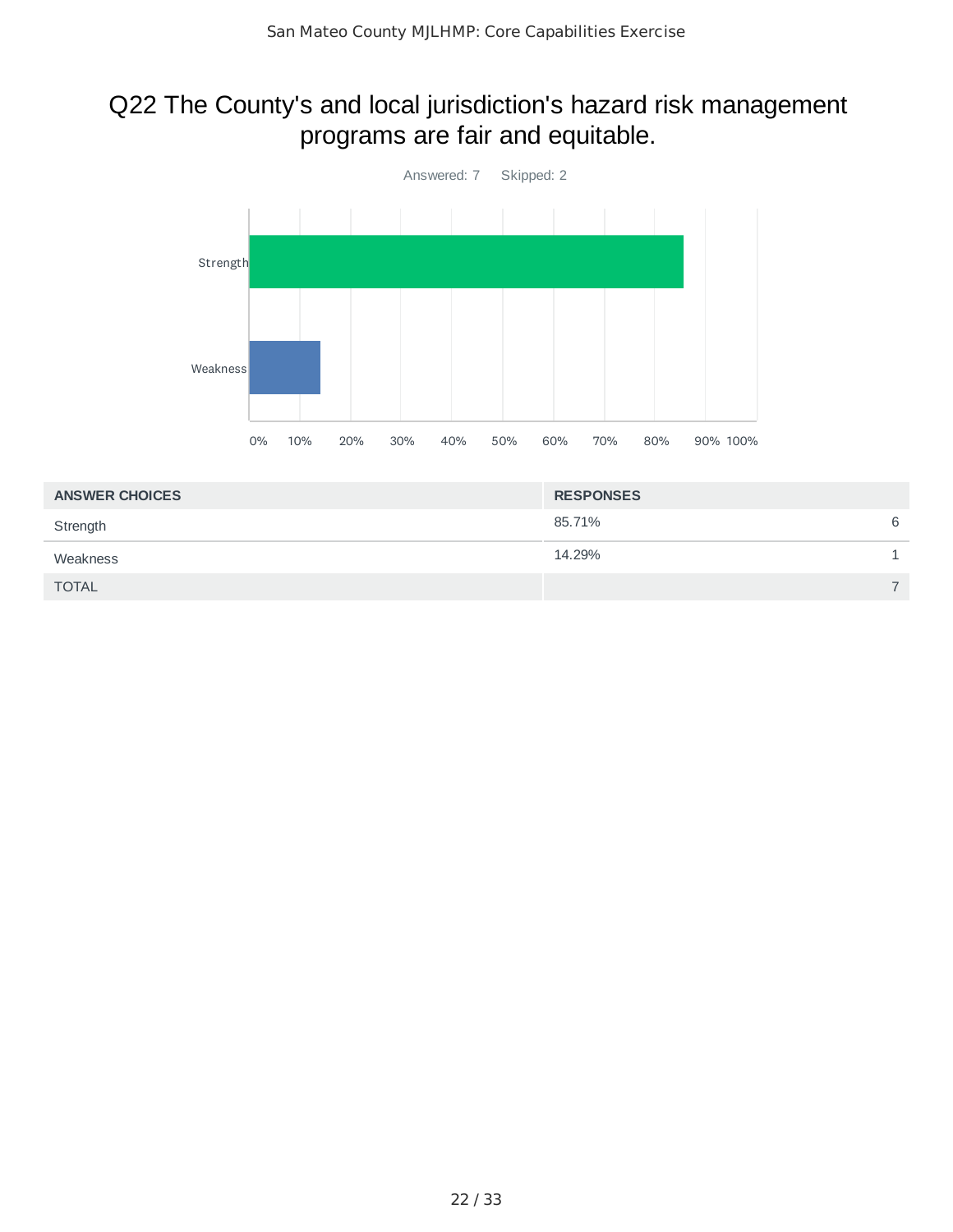# Q22 The County's and local jurisdiction's hazard risk management programs are fair and equitable.

Answered: 7 Skipped: 2

| ANSWER CHOICES | RESPONSES | |
|---|---|---|
| Strength | 85.71% | 6 |
| Weakness | 14.29% | 1 |
| TOTAL | | 7 |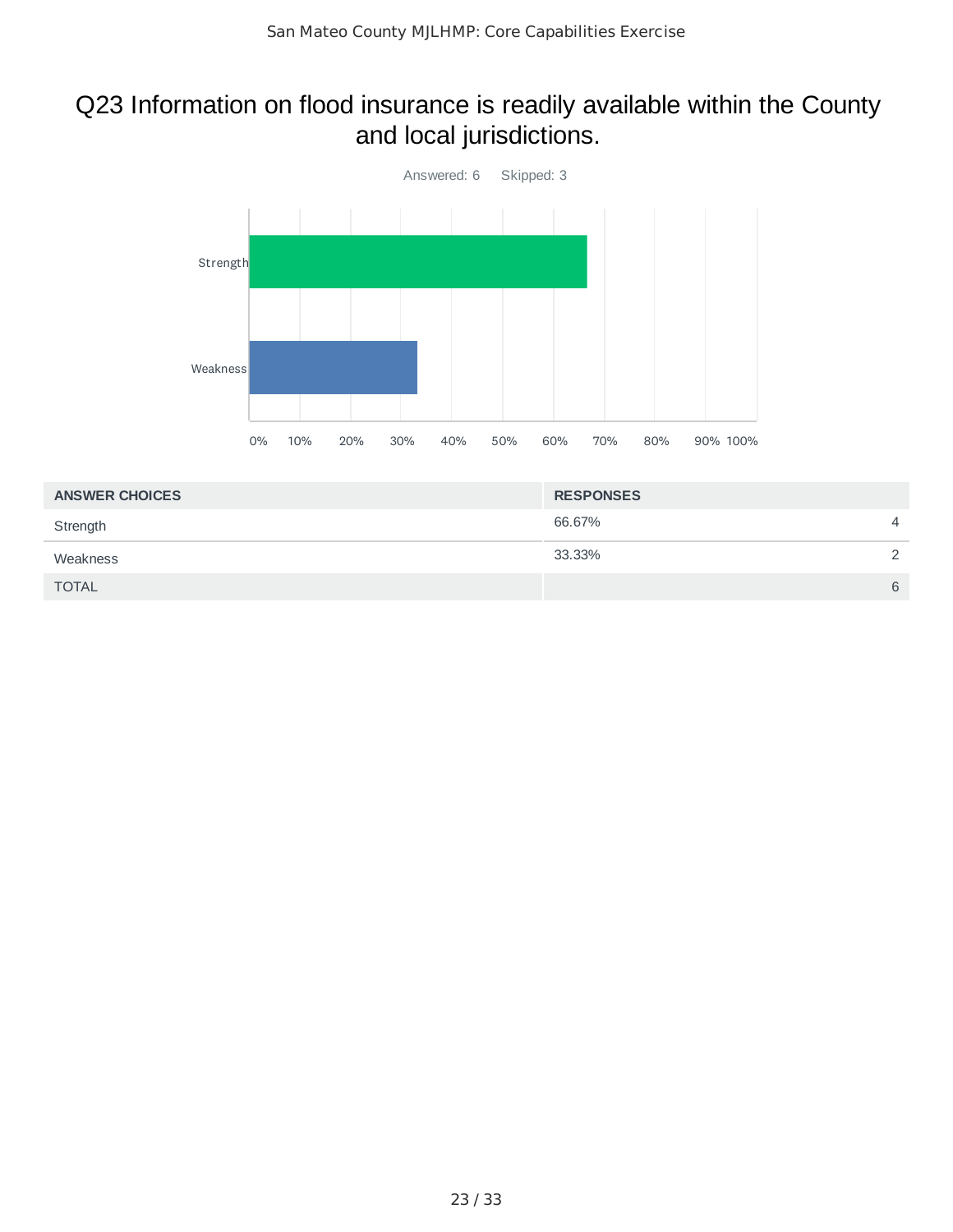# Q23 Information on flood insurance is readily available within the County and local jurisdictions.

Answered: 6 Skipped: 3

| ANSWER CHOICES | RESPONSES | |
|---|---|---|
| Strength | 66.67% | 4 |
| Weakness | 33.33% | 2 |
| TOTAL | | 6 |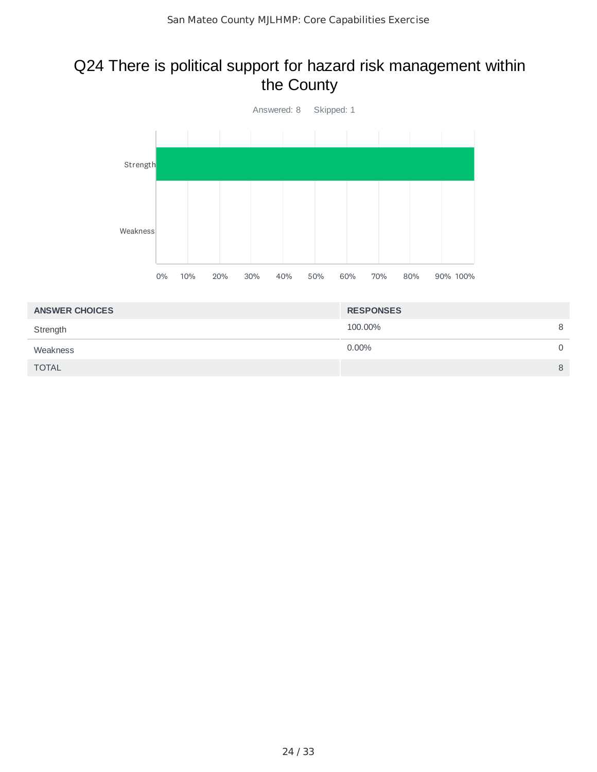## Q24 There is political support for hazard risk management within the County

Answered: 8    Skipped: 1

| ANSWER CHOICES | RESPONSES | |
|---|---|---|
| Strength | 100.00% | 8 |
| Weakness | 0.00% | 0 |
| TOTAL | | 8 |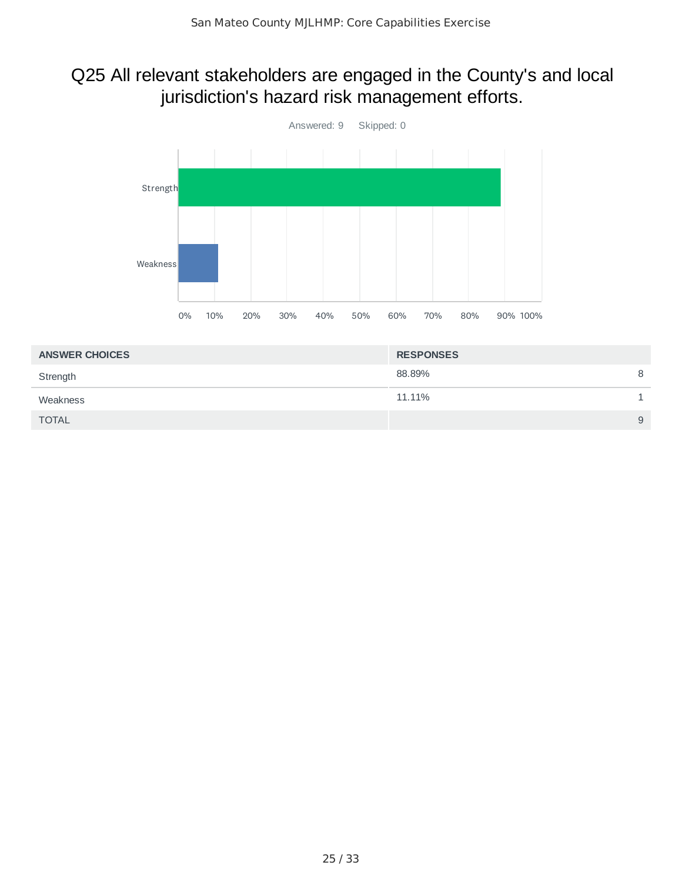# Q25 All relevant stakeholders are engaged in the County's and local jurisdiction's hazard risk management efforts.

Answered: 9 Skipped: 0

| ANSWER CHOICES | RESPONSES | |
|---|---|---|
| Strength | 88.89% | 8 |
| Weakness | 11.11% | 1 |
| TOTAL | | 9 |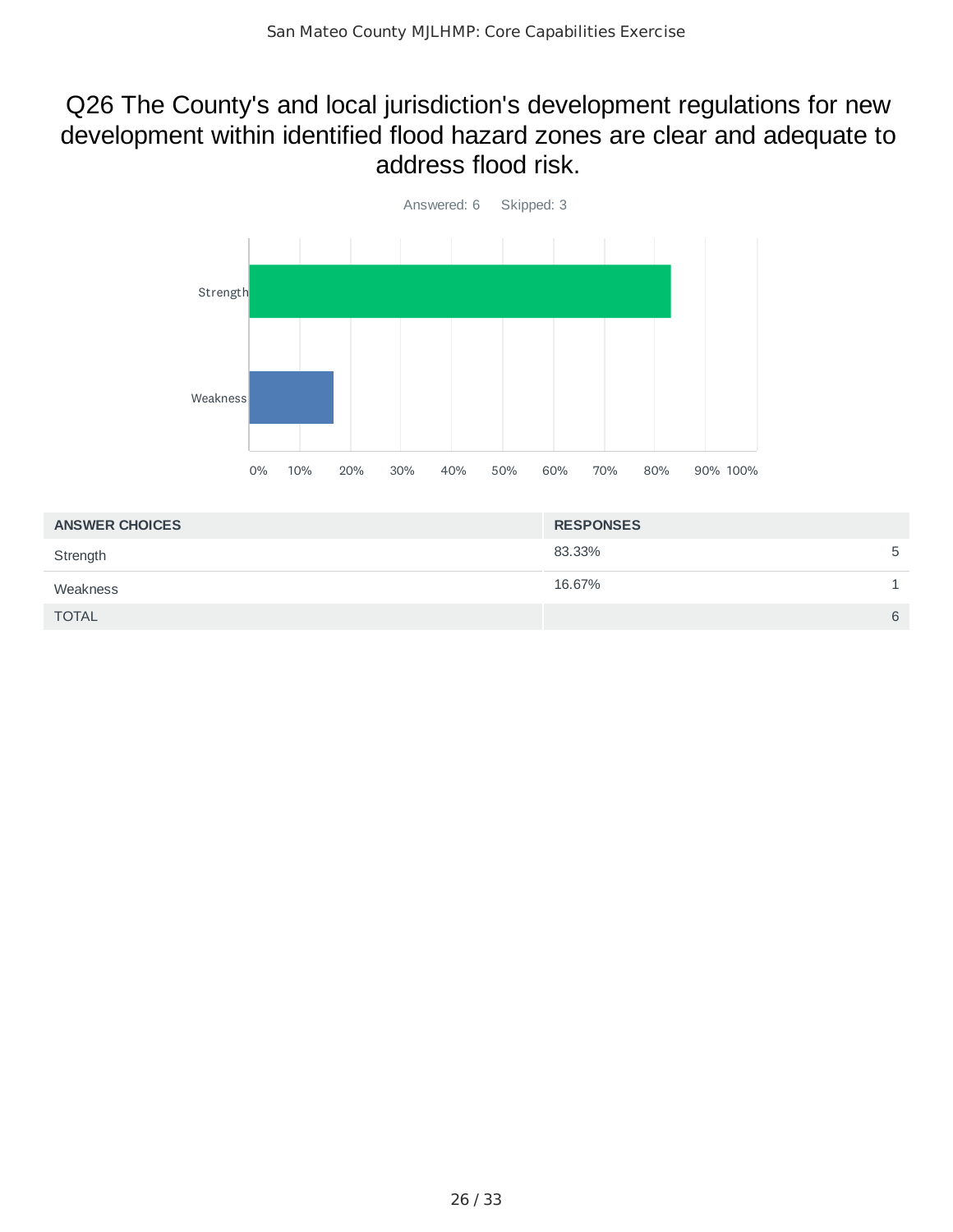# Q26 The County's and local jurisdiction's development regulations for new development within identified flood hazard zones are clear and adequate to address flood risk.

Answered: 6 Skipped: 3

| ANSWER CHOICES | RESPONSES | |
|---|---|---|
| Strength | 83.33% | 5 |
| Weakness | 16.67% | 1 |
| TOTAL | | 6 |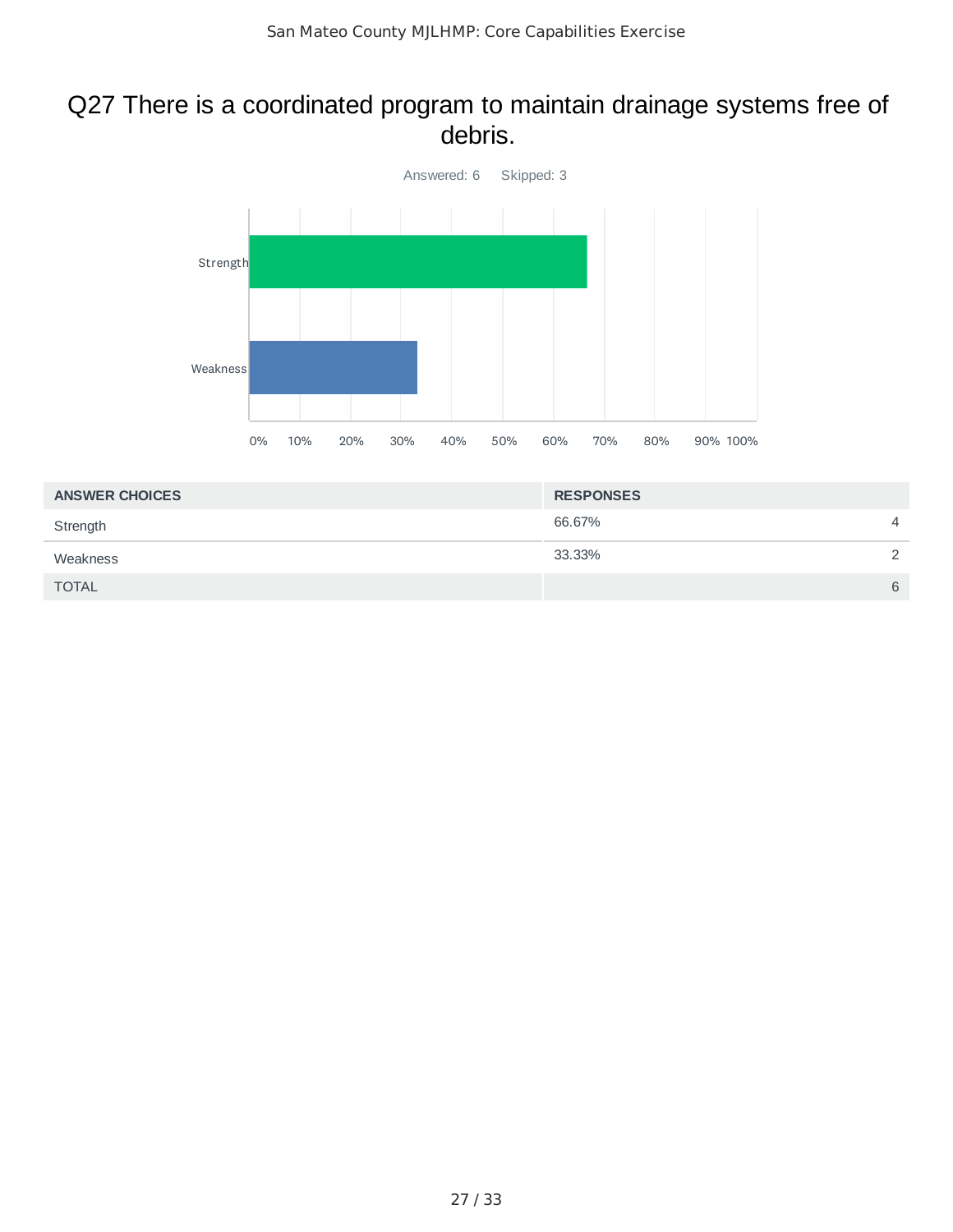## Q27 There is a coordinated program to maintain drainage systems free of debris.

Answered: 6 Skipped: 3

| ANSWER CHOICES | RESPONSES | |
|---|---|---|
| Strength | 66.67% | 4 |
| Weakness | 33.33% | 2 |
| TOTAL | | 6 |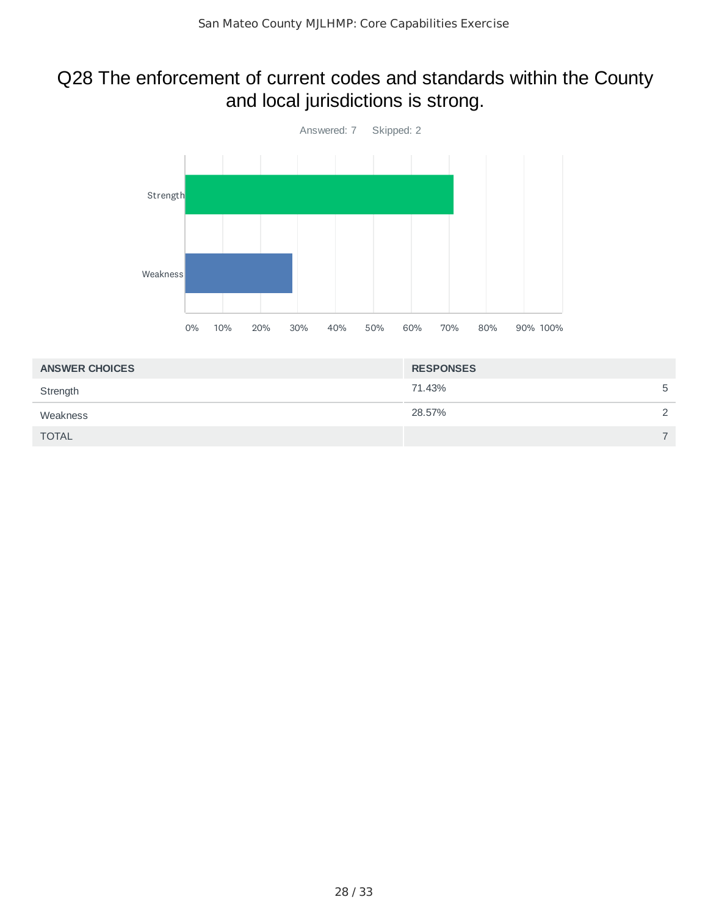# Q28 The enforcement of current codes and standards within the County and local jurisdictions is strong.

Answered: 7    Skipped: 2

| ANSWER CHOICES | RESPONSES | |
|---|---|---|
| Strength | 71.43% | 5 |
| Weakness | 28.57% | 2 |
| TOTAL | | 7 |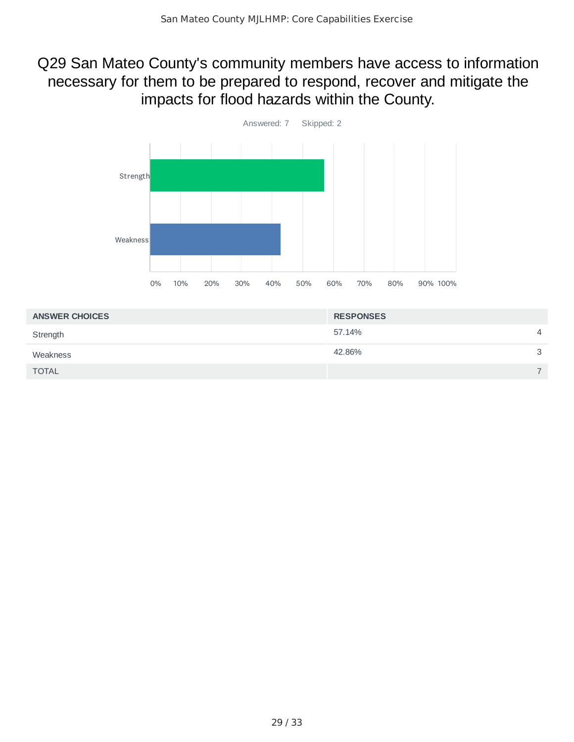# Q29 San Mateo County's community members have access to information necessary for them to be prepared to respond, recover and mitigate the impacts for flood hazards within the County.

Answered: 7 Skipped: 2

| ANSWER CHOICES | RESPONSES | |
|---|---|---|
| Strength | 57.14% | 4 |
| Weakness | 42.86% | 3 |
| TOTAL | | 7 |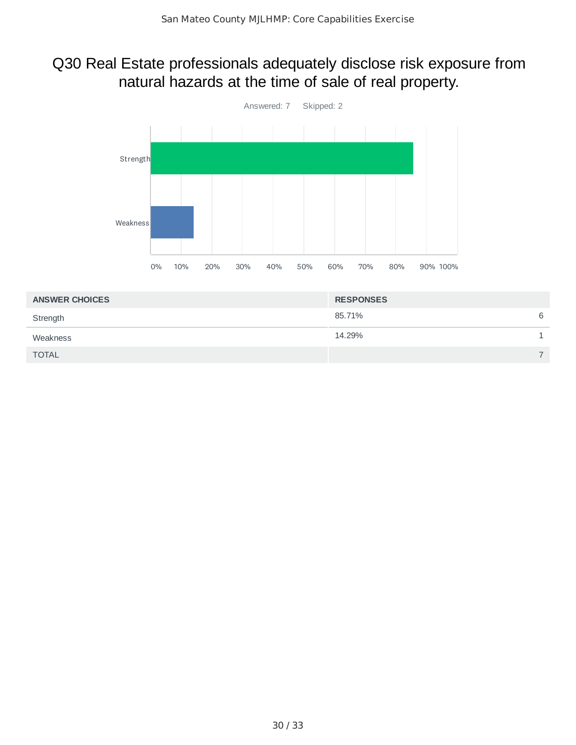# Q30 Real Estate professionals adequately disclose risk exposure from natural hazards at the time of sale of real property.

Answered: 7 Skipped: 2

| ANSWER CHOICES | RESPONSES | |
|---|---|---|
| Strength | 85.71% | 6 |
| Weakness | 14.29% | 1 |
| TOTAL | | 7 |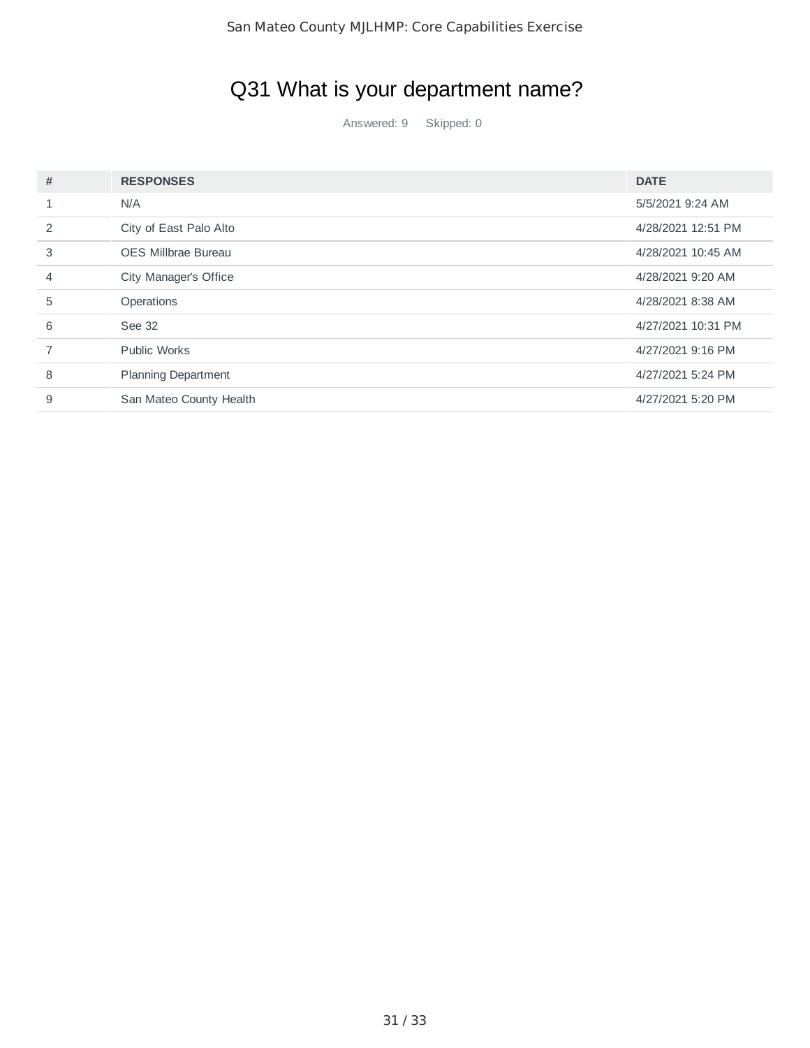# Q31 What is your department name?

Answered: 9 Skipped: 0

| # | RESPONSES | DATE |
|---|---|---|
| 1 | N/A | 5/5/2021 9:24 AM |
| 2 | City of East Palo Alto | 4/28/2021 12:51 PM |
| 3 | OES Millbrae Bureau | 4/28/2021 10:45 AM |
| 4 | City Manager's Office | 4/28/2021 9:20 AM |
| 5 | Operations | 4/28/2021 8:38 AM |
| 6 | See 32 | 4/27/2021 10:31 PM |
| 7 | Public Works | 4/27/2021 9:16 PM |
| 8 | Planning Department | 4/27/2021 5:24 PM |
| 9 | San Mateo County Health | 4/27/2021 5:20 PM |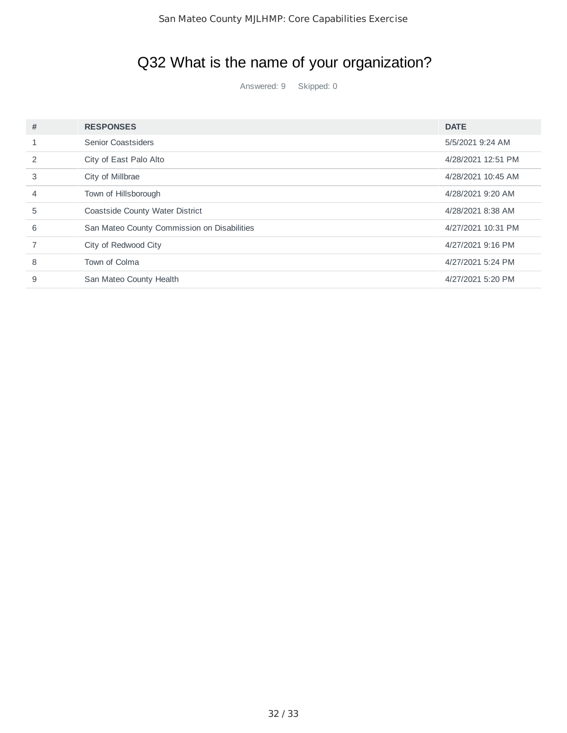## Q32 What is the name of your organization?

Answered: 9 Skipped: 0

| # | RESPONSES | DATE |
|---|---|---|
| 1 | Senior Coastsiders | 5/5/2021 9:24 AM |
| 2 | City of East Palo Alto | 4/28/2021 12:51 PM |
| 3 | City of Millbrae | 4/28/2021 10:45 AM |
| 4 | Town of Hillsborough | 4/28/2021 9:20 AM |
| 5 | Coastside County Water District | 4/28/2021 8:38 AM |
| 6 | San Mateo County Commission on Disabilities | 4/27/2021 10:31 PM |
| 7 | City of Redwood City | 4/27/2021 9:16 PM |
| 8 | Town of Colma | 4/27/2021 5:24 PM |
| 9 | San Mateo County Health | 4/27/2021 5:20 PM |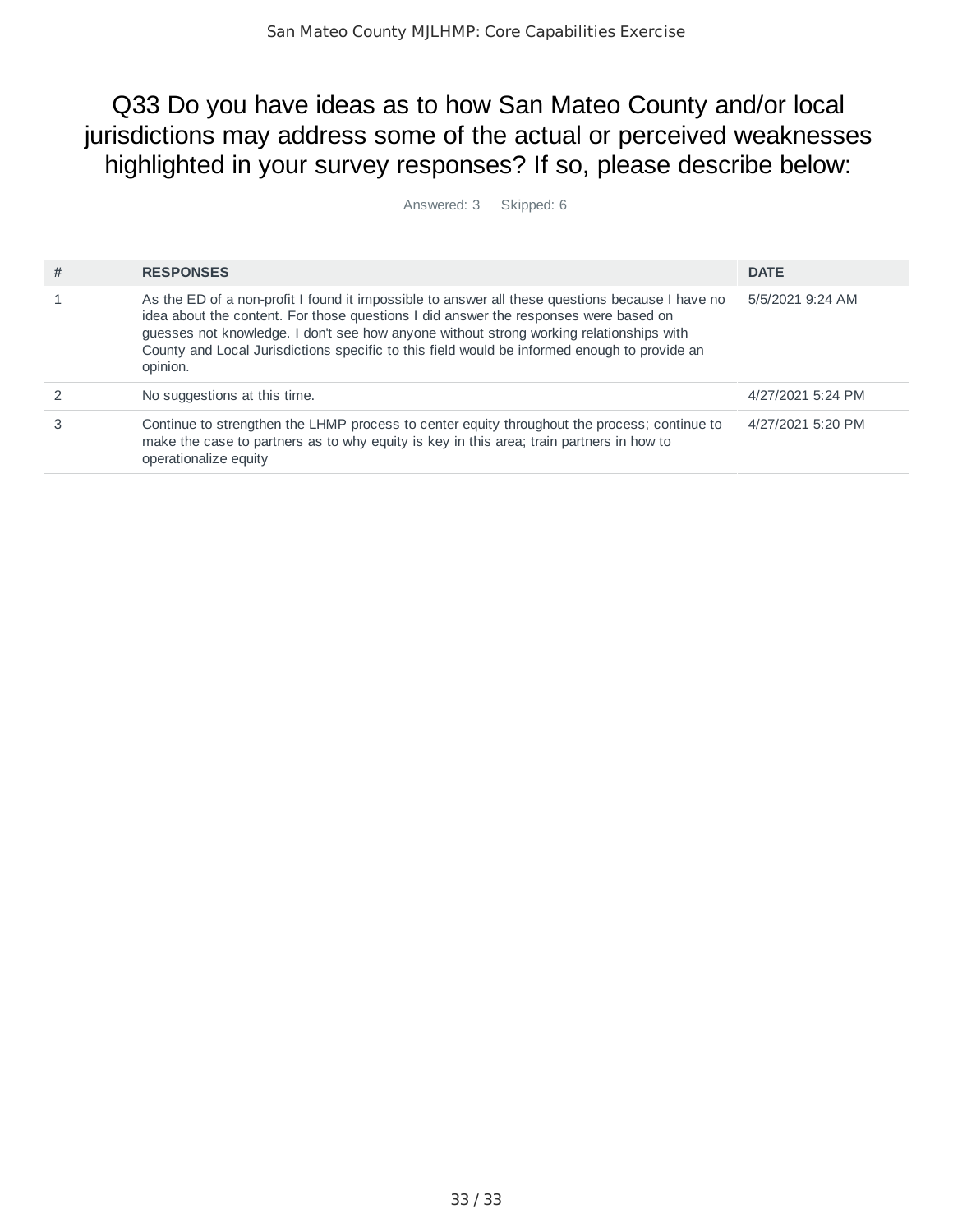# Q33 Do you have ideas as to how San Mateo County and/or local jurisdictions may address some of the actual or perceived weaknesses highlighted in your survey responses? If so, please describe below:

Answered: 3 Skipped: 6

| # | RESPONSES | DATE |
|---|---|---|
| 1 | As the ED of a non-profit I found it impossible to answer all these questions because I have no idea about the content. For those questions I did answer the responses were based on guesses not knowledge. I don't see how anyone without strong working relationships with County and Local Jurisdictions specific to this field would be informed enough to provide an opinion. | 5/5/2021 9:24 AM |
| 2 | No suggestions at this time. | 4/27/2021 5:24 PM |
| 3 | Continue to strengthen the LHMP process to center equity throughout the process; continue to make the case to partners as to why equity is key in this area; train partners in how to operationalize equity | 4/27/2021 5:20 PM |